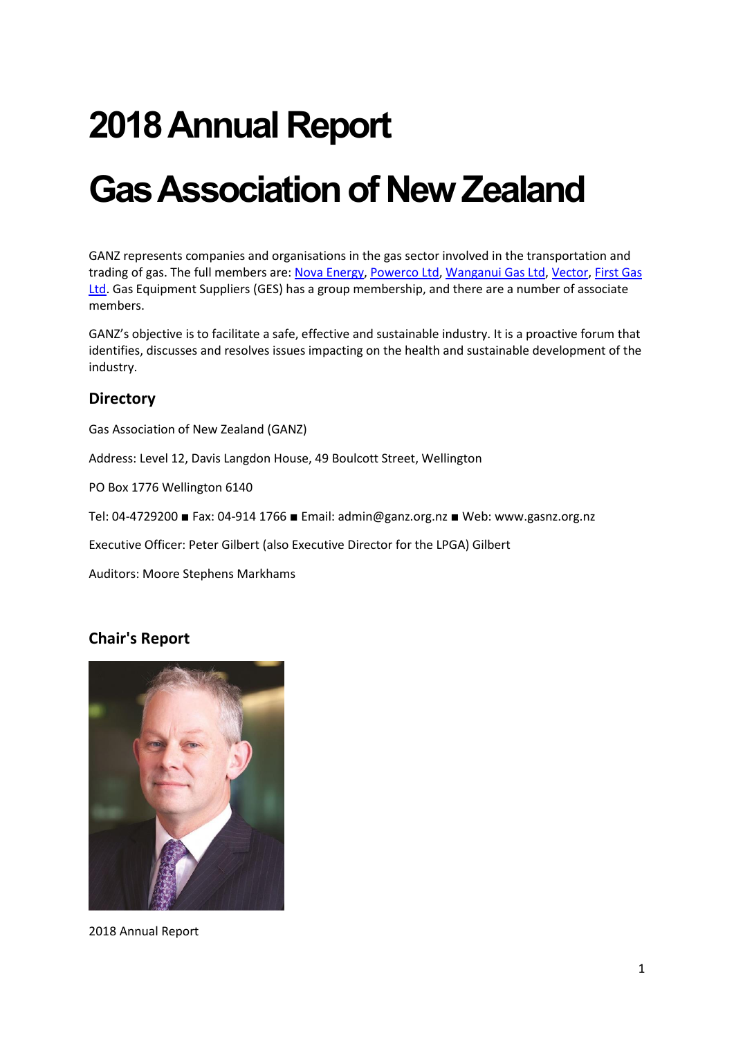# 2018 Annual Report

# Gas Association of New Zealand

GANZ represents companies and organisations in the gas sector involved in the transportation and trading of gas. The full members are: Nova Energy, Powerco Ltd, Wanganui Gas Ltd, Vector, First Gas Ltd. Gas Equipment Suppliers (GES) has a group membership, and there are a number of associate members.

GANZ's objective is to facilitate a safe, effective and sustainable industry. It is a proactive forum that identifies, discusses and resolves issues impacting on the health and sustainable development of the industry.

## Directory

Gas Association of New Zealand (GANZ)

Address: Level 12, Davis Langdon House, 49 Boulcott Street, Wellington

PO Box 1776 Wellington 6140

Tel: 04-4729200 ■ Fax: 04-914 1766 ■ Email: admin@ganz.org.nz ■ Web: www.gasnz.org.nz

Executive Officer: Peter Gilbert (also Executive Director for the LPGA) Gilbert

Auditors: Moore Stephens Markhams

## Chair's Report

2018 Annual Report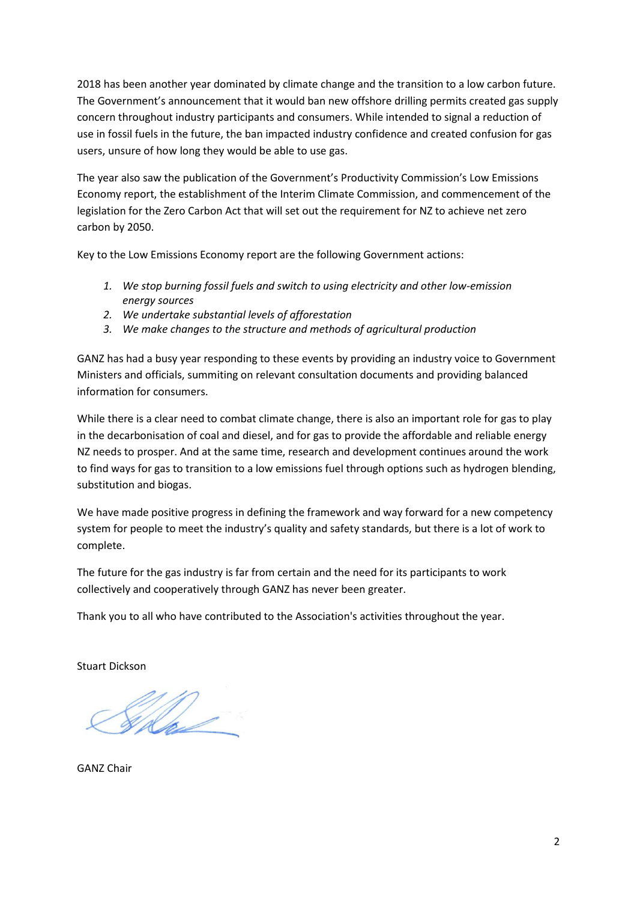2018 has been another year dominated by climate change and the transition to a low carbon future. The Government's announcement that it would ban new offshore drilling permits created gas supply concern throughout industry participants and consumers. While intended to signal a reduction of use in fossil fuels in the future, the ban impacted industry confidence and created confusion for gas users, unsure of how long they would be able to use gas.

The year also saw the publication of the Government's Productivity Commission's Low Emissions Economy report, the establishment of the Interim Climate Commission, and commencement of the legislation for the Zero Carbon Act that will set out the requirement for NZ to achieve net zero carbon by 2050.

Key to the Low Emissions Economy report are the following Government actions:

1. *We stop burning fossil fuels and switch to using electricity and other low-emission energy sources*
2. *We undertake substantial levels of afforestation*
3. *We make changes to the structure and methods of agricultural production*

GANZ has had a busy year responding to these events by providing an industry voice to Government Ministers and officials, summiting on relevant consultation documents and providing balanced information for consumers.

While there is a clear need to combat climate change, there is also an important role for gas to play in the decarbonisation of coal and diesel, and for gas to provide the affordable and reliable energy NZ needs to prosper. And at the same time, research and development continues around the work to find ways for gas to transition to a low emissions fuel through options such as hydrogen blending, substitution and biogas.

We have made positive progress in defining the framework and way forward for a new competency system for people to meet the industry's quality and safety standards, but there is a lot of work to complete.

The future for the gas industry is far from certain and the need for its participants to work collectively and cooperatively through GANZ has never been greater.

Thank you to all who have contributed to the Association's activities throughout the year.

Stuart Dickson

GANZ Chair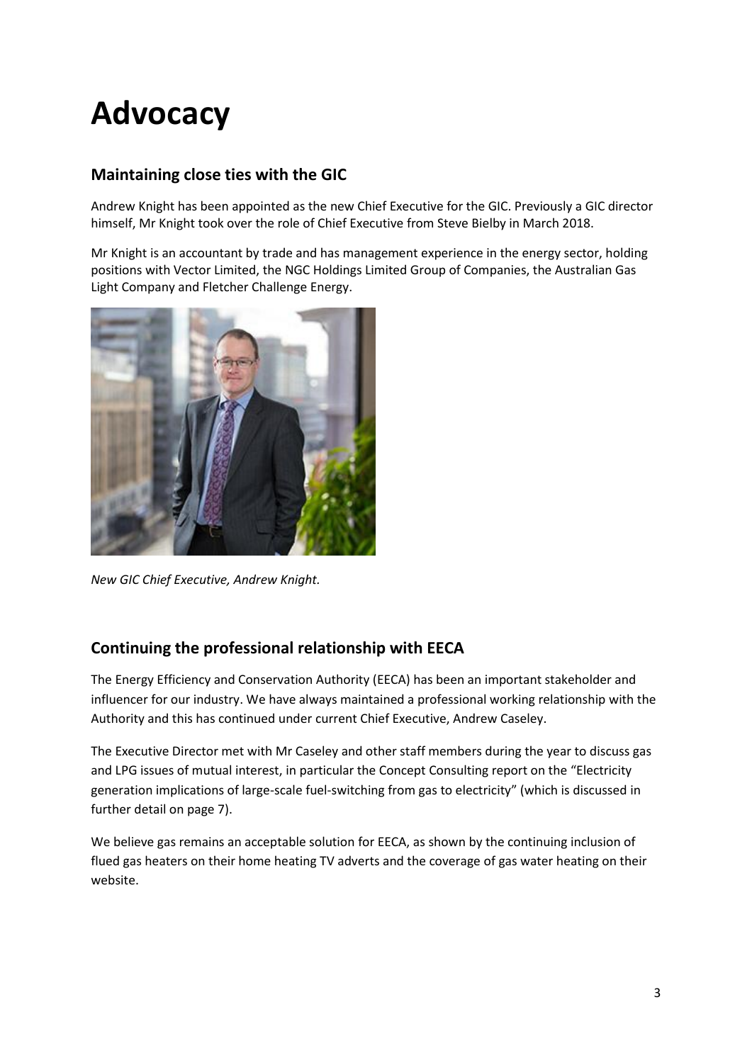# Advocacy

## Maintaining close ties with the GIC

Andrew Knight has been appointed as the new Chief Executive for the GIC. Previously a GIC director himself, Mr Knight took over the role of Chief Executive from Steve Bielby in March 2018.

Mr Knight is an accountant by trade and has management experience in the energy sector, holding positions with Vector Limited, the NGC Holdings Limited Group of Companies, the Australian Gas Light Company and Fletcher Challenge Energy.

*New GIC Chief Executive, Andrew Knight.*

## Continuing the professional relationship with EECA

The Energy Efficiency and Conservation Authority (EECA) has been an important stakeholder and influencer for our industry. We have always maintained a professional working relationship with the Authority and this has continued under current Chief Executive, Andrew Caseley.

The Executive Director met with Mr Caseley and other staff members during the year to discuss gas and LPG issues of mutual interest, in particular the Concept Consulting report on the "Electricity generation implications of large-scale fuel-switching from gas to electricity" (which is discussed in further detail on page 7).

We believe gas remains an acceptable solution for EECA, as shown by the continuing inclusion of flued gas heaters on their home heating TV adverts and the coverage of gas water heating on their website.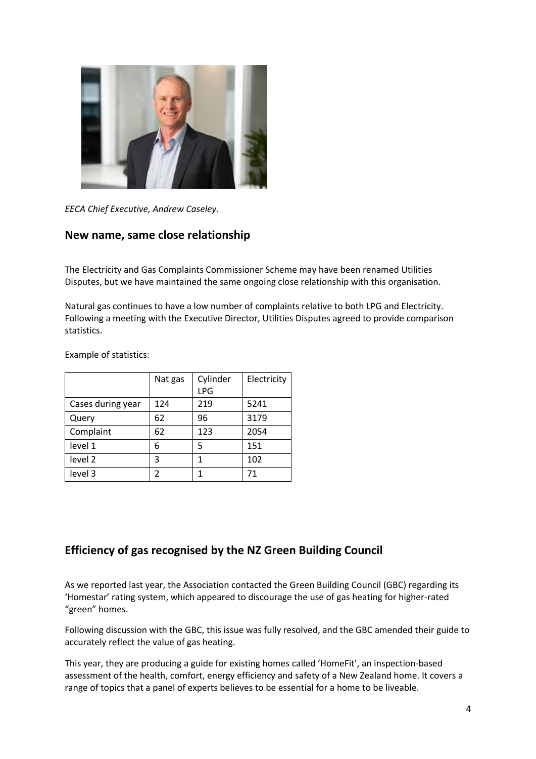*EECA Chief Executive, Andrew Caseley.*

## New name, same close relationship

The Electricity and Gas Complaints Commissioner Scheme may have been renamed Utilities Disputes, but we have maintained the same ongoing close relationship with this organisation.

Natural gas continues to have a low number of complaints relative to both LPG and Electricity. Following a meeting with the Executive Director, Utilities Disputes agreed to provide comparison statistics.

Example of statistics:

| | Nat gas | Cylinder LPG | Electricity |
|---|---|---|---|
| Cases during year | 124 | 219 | 5241 |
| Query | 62 | 96 | 3179 |
| Complaint | 62 | 123 | 2054 |
| level 1 | 6 | 5 | 151 |
| level 2 | 3 | 1 | 102 |
| level 3 | 2 | 1 | 71 |

## Efficiency of gas recognised by the NZ Green Building Council

As we reported last year, the Association contacted the Green Building Council (GBC) regarding its 'Homestar' rating system, which appeared to discourage the use of gas heating for higher-rated "green" homes.

Following discussion with the GBC, this issue was fully resolved, and the GBC amended their guide to accurately reflect the value of gas heating.

This year, they are producing a guide for existing homes called 'HomeFit', an inspection-based assessment of the health, comfort, energy efficiency and safety of a New Zealand home. It covers a range of topics that a panel of experts believes to be essential for a home to be liveable.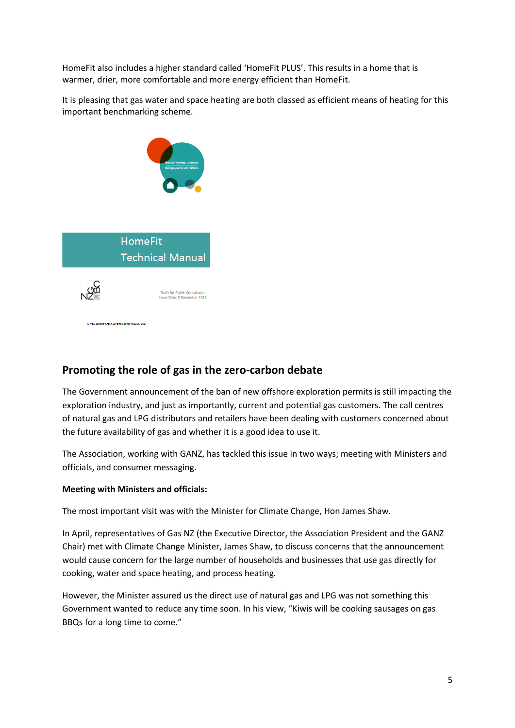HomeFit also includes a higher standard called 'HomeFit PLUS'. This results in a home that is warmer, drier, more comfortable and more energy efficient than HomeFit.

It is pleasing that gas water and space heating are both classed as efficient means of heating for this important benchmarking scheme.

## Promoting the role of gas in the zero-carbon debate

The Government announcement of the ban of new offshore exploration permits is still impacting the exploration industry, and just as importantly, current and potential gas customers. The call centres of natural gas and LPG distributors and retailers have been dealing with customers concerned about the future availability of gas and whether it is a good idea to use it.

The Association, working with GANZ, has tackled this issue in two ways; meeting with Ministers and officials, and consumer messaging.

**Meeting with Ministers and officials:**

The most important visit was with the Minister for Climate Change, Hon James Shaw.

In April, representatives of Gas NZ (the Executive Director, the Association President and the GANZ Chair) met with Climate Change Minister, James Shaw, to discuss concerns that the announcement would cause concern for the large number of households and businesses that use gas directly for cooking, water and space heating, and process heating.

However, the Minister assured us the direct use of natural gas and LPG was not something this Government wanted to reduce any time soon. In his view, "Kiwis will be cooking sausages on gas BBQs for a long time to come."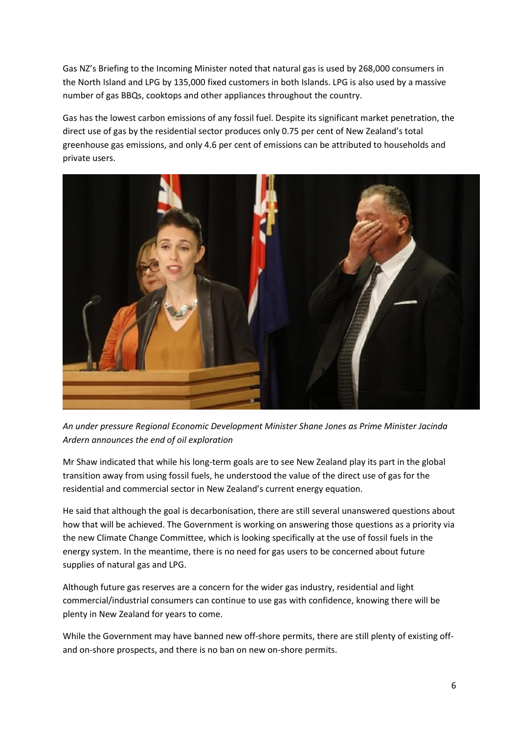Gas NZ's Briefing to the Incoming Minister noted that natural gas is used by 268,000 consumers in the North Island and LPG by 135,000 fixed customers in both Islands. LPG is also used by a massive number of gas BBQs, cooktops and other appliances throughout the country.

Gas has the lowest carbon emissions of any fossil fuel. Despite its significant market penetration, the direct use of gas by the residential sector produces only 0.75 per cent of New Zealand's total greenhouse gas emissions, and only 4.6 per cent of emissions can be attributed to households and private users.

*An under pressure Regional Economic Development Minister Shane Jones as Prime Minister Jacinda Ardern announces the end of oil exploration*

Mr Shaw indicated that while his long-term goals are to see New Zealand play its part in the global transition away from using fossil fuels, he understood the value of the direct use of gas for the residential and commercial sector in New Zealand's current energy equation.

He said that although the goal is decarbonisation, there are still several unanswered questions about how that will be achieved. The Government is working on answering those questions as a priority via the new Climate Change Committee, which is looking specifically at the use of fossil fuels in the energy system. In the meantime, there is no need for gas users to be concerned about future supplies of natural gas and LPG.

Although future gas reserves are a concern for the wider gas industry, residential and light commercial/industrial consumers can continue to use gas with confidence, knowing there will be plenty in New Zealand for years to come.

While the Government may have banned new off-shore permits, there are still plenty of existing off- and on-shore prospects, and there is no ban on new on-shore permits.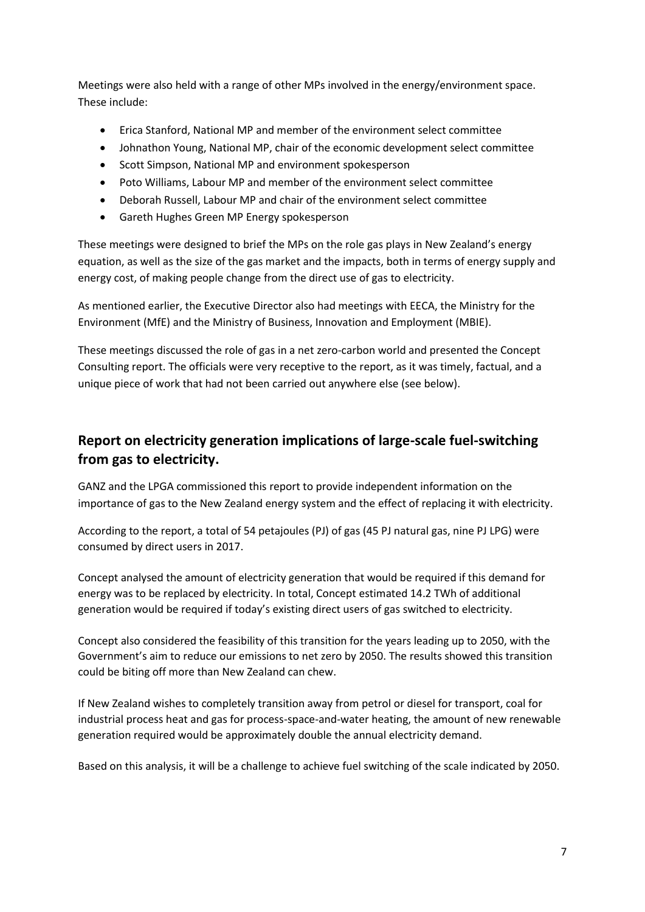Meetings were also held with a range of other MPs involved in the energy/environment space. These include:

- Erica Stanford, National MP and member of the environment select committee
- Johnathon Young, National MP, chair of the economic development select committee
- Scott Simpson, National MP and environment spokesperson
- Poto Williams, Labour MP and member of the environment select committee
- Deborah Russell, Labour MP and chair of the environment select committee
- Gareth Hughes Green MP Energy spokesperson

These meetings were designed to brief the MPs on the role gas plays in New Zealand's energy equation, as well as the size of the gas market and the impacts, both in terms of energy supply and energy cost, of making people change from the direct use of gas to electricity.

As mentioned earlier, the Executive Director also had meetings with EECA, the Ministry for the Environment (MfE) and the Ministry of Business, Innovation and Employment (MBIE).

These meetings discussed the role of gas in a net zero-carbon world and presented the Concept Consulting report. The officials were very receptive to the report, as it was timely, factual, and a unique piece of work that had not been carried out anywhere else (see below).

## Report on electricity generation implications of large-scale fuel-switching from gas to electricity.

GANZ and the LPGA commissioned this report to provide independent information on the importance of gas to the New Zealand energy system and the effect of replacing it with electricity.

According to the report, a total of 54 petajoules (PJ) of gas (45 PJ natural gas, nine PJ LPG) were consumed by direct users in 2017.

Concept analysed the amount of electricity generation that would be required if this demand for energy was to be replaced by electricity. In total, Concept estimated 14.2 TWh of additional generation would be required if today's existing direct users of gas switched to electricity.

Concept also considered the feasibility of this transition for the years leading up to 2050, with the Government's aim to reduce our emissions to net zero by 2050. The results showed this transition could be biting off more than New Zealand can chew.

If New Zealand wishes to completely transition away from petrol or diesel for transport, coal for industrial process heat and gas for process-space-and-water heating, the amount of new renewable generation required would be approximately double the annual electricity demand.

Based on this analysis, it will be a challenge to achieve fuel switching of the scale indicated by 2050.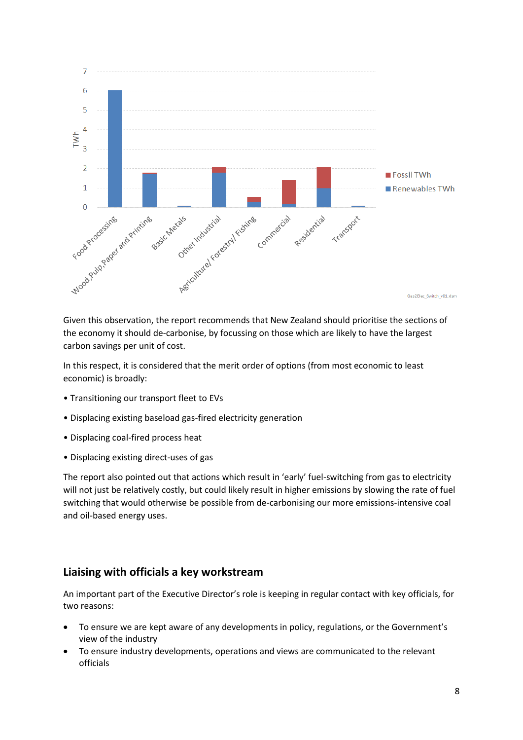Given this observation, the report recommends that New Zealand should prioritise the sections of the economy it should de-carbonise, by focussing on those which are likely to have the largest carbon savings per unit of cost.

In this respect, it is considered that the merit order of options (from most economic to least economic) is broadly:

- Transitioning our transport fleet to EVs
- Displacing existing baseload gas-fired electricity generation
- Displacing coal-fired process heat
- Displacing existing direct-uses of gas

The report also pointed out that actions which result in 'early' fuel-switching from gas to electricity will not just be relatively costly, but could likely result in higher emissions by slowing the rate of fuel switching that would otherwise be possible from de-carbonising our more emissions-intensive coal and oil-based energy uses.

## Liaising with officials a key workstream

An important part of the Executive Director's role is keeping in regular contact with key officials, for two reasons:

- To ensure we are kept aware of any developments in policy, regulations, or the Government's view of the industry
- To ensure industry developments, operations and views are communicated to the relevant officials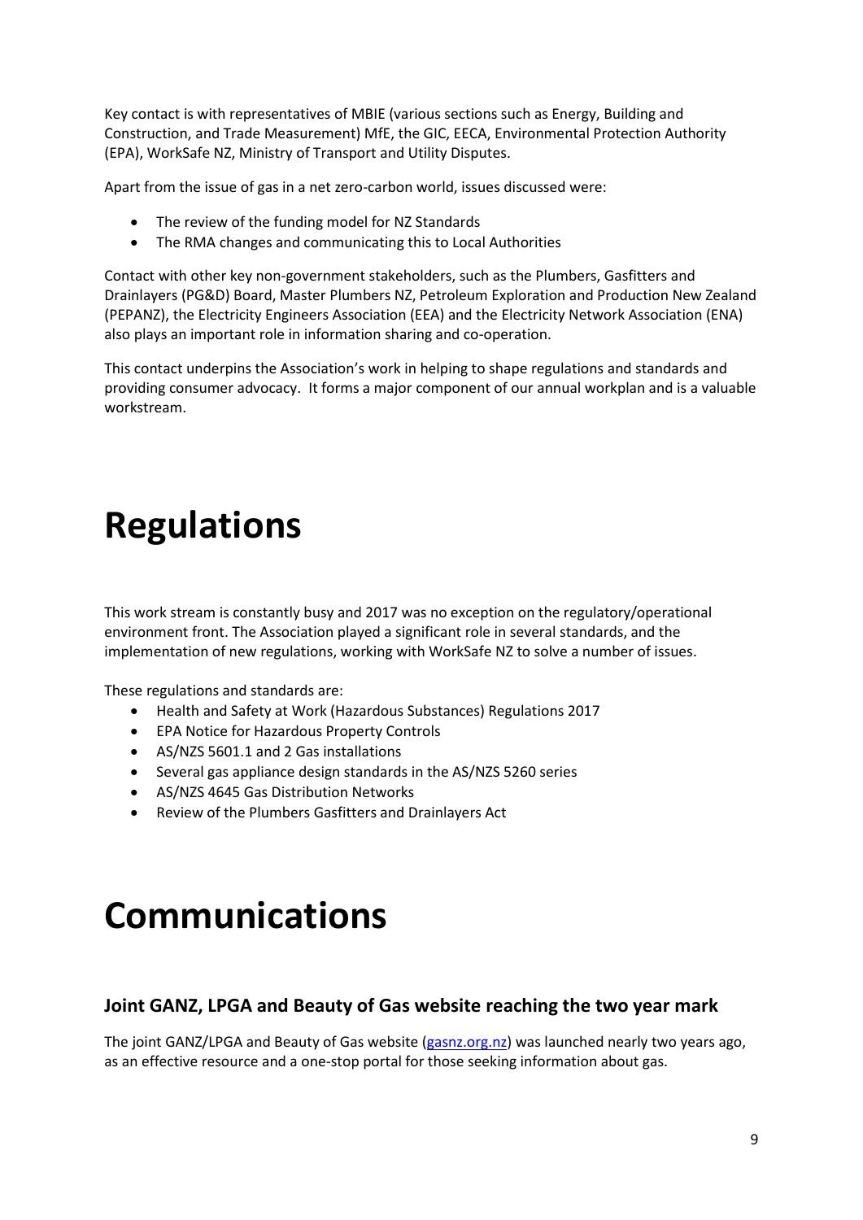Key contact is with representatives of MBIE (various sections such as Energy, Building and Construction, and Trade Measurement) MfE, the GIC, EECA, Environmental Protection Authority (EPA), WorkSafe NZ, Ministry of Transport and Utility Disputes.

Apart from the issue of gas in a net zero-carbon world, issues discussed were:

- The review of the funding model for NZ Standards
- The RMA changes and communicating this to Local Authorities

Contact with other key non-government stakeholders, such as the Plumbers, Gasfitters and Drainlayers (PG&D) Board, Master Plumbers NZ, Petroleum Exploration and Production New Zealand (PEPANZ), the Electricity Engineers Association (EEA) and the Electricity Network Association (ENA) also plays an important role in information sharing and co-operation.

This contact underpins the Association's work in helping to shape regulations and standards and providing consumer advocacy. It forms a major component of our annual workplan and is a valuable workstream.

# Regulations

This work stream is constantly busy and 2017 was no exception on the regulatory/operational environment front. The Association played a significant role in several standards, and the implementation of new regulations, working with WorkSafe NZ to solve a number of issues.

These regulations and standards are:

- Health and Safety at Work (Hazardous Substances) Regulations 2017
- EPA Notice for Hazardous Property Controls
- AS/NZS 5601.1 and 2 Gas installations
- Several gas appliance design standards in the AS/NZS 5260 series
- AS/NZS 4645 Gas Distribution Networks
- Review of the Plumbers Gasfitters and Drainlayers Act

# Communications

## Joint GANZ, LPGA and Beauty of Gas website reaching the two year mark

The joint GANZ/LPGA and Beauty of Gas website (gasnz.org.nz) was launched nearly two years ago, as an effective resource and a one-stop portal for those seeking information about gas.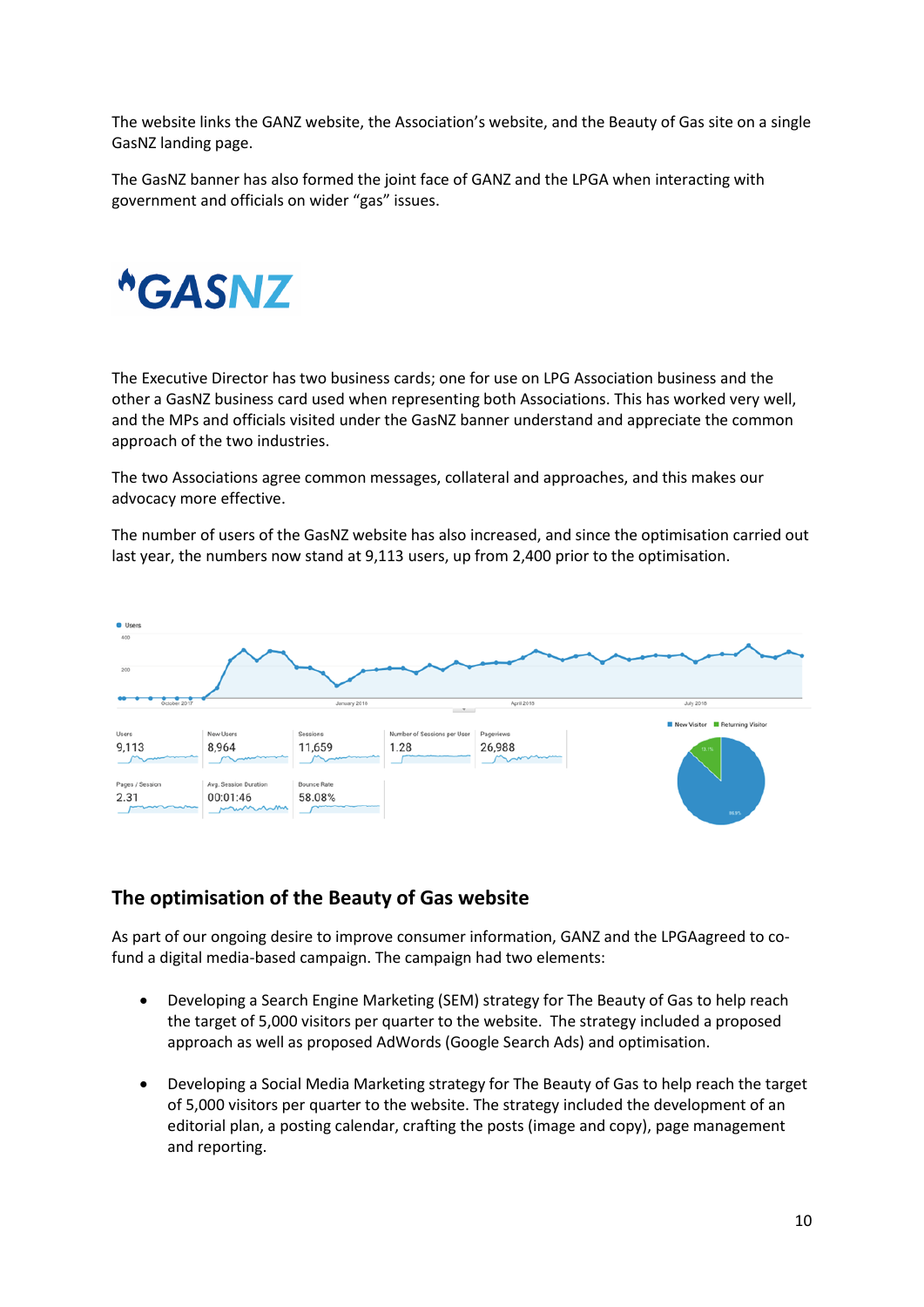The website links the GANZ website, the Association's website, and the Beauty of Gas site on a single GasNZ landing page.

The GasNZ banner has also formed the joint face of GANZ and the LPGA when interacting with government and officials on wider "gas" issues.

The Executive Director has two business cards; one for use on LPG Association business and the other a GasNZ business card used when representing both Associations. This has worked very well, and the MPs and officials visited under the GasNZ banner understand and appreciate the common approach of the two industries.

The two Associations agree common messages, collateral and approaches, and this makes our advocacy more effective.

The number of users of the GasNZ website has also increased, and since the optimisation carried out last year, the numbers now stand at 9,113 users, up from 2,400 prior to the optimisation.

| Users | New Users | Sessions | Number of Sessions per User | Pageviews |
|---|---|---|---|---|
| 9,113 | 8,964 | 11,659 | 1.28 | 26,988 |

| Pages / Session | Avg. Session Duration | Bounce Rate |
|---|---|---|
| 2.31 | 00:01:46 | 58.08% |

## The optimisation of the Beauty of Gas website

As part of our ongoing desire to improve consumer information, GANZ and the LPGAagreed to co-fund a digital media-based campaign. The campaign had two elements:

- Developing a Search Engine Marketing (SEM) strategy for The Beauty of Gas to help reach the target of 5,000 visitors per quarter to the website. The strategy included a proposed approach as well as proposed AdWords (Google Search Ads) and optimisation.
- Developing a Social Media Marketing strategy for The Beauty of Gas to help reach the target of 5,000 visitors per quarter to the website. The strategy included the development of an editorial plan, a posting calendar, crafting the posts (image and copy), page management and reporting.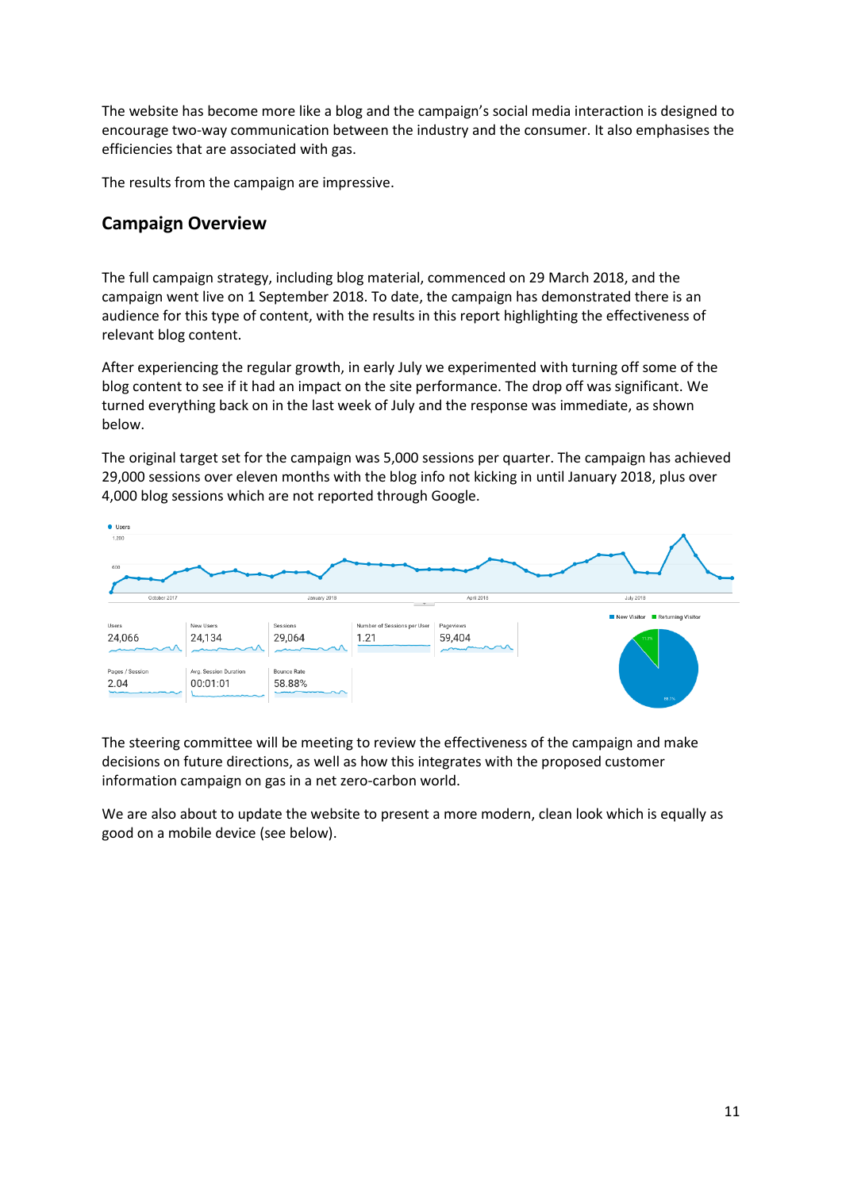The website has become more like a blog and the campaign's social media interaction is designed to encourage two-way communication between the industry and the consumer. It also emphasises the efficiencies that are associated with gas.

The results from the campaign are impressive.

## Campaign Overview

The full campaign strategy, including blog material, commenced on 29 March 2018, and the campaign went live on 1 September 2018. To date, the campaign has demonstrated there is an audience for this type of content, with the results in this report highlighting the effectiveness of relevant blog content.

After experiencing the regular growth, in early July we experimented with turning off some of the blog content to see if it had an impact on the site performance. The drop off was significant. We turned everything back on in the last week of July and the response was immediate, as shown below.

The original target set for the campaign was 5,000 sessions per quarter. The campaign has achieved 29,000 sessions over eleven months with the blog info not kicking in until January 2018, plus over 4,000 blog sessions which are not reported through Google.

| Users | New Users | Sessions | Number of Sessions per User | Pageviews |
|---|---|---|---|---|
| 24,066 | 24,134 | 29,064 | 1.21 | 59,404 |

| Pages / Session | Avg. Session Duration | Bounce Rate |
|---|---|---|
| 2.04 | 00:01:01 | 58.88% |

The steering committee will be meeting to review the effectiveness of the campaign and make decisions on future directions, as well as how this integrates with the proposed customer information campaign on gas in a net zero-carbon world.

We are also about to update the website to present a more modern, clean look which is equally as good on a mobile device (see below).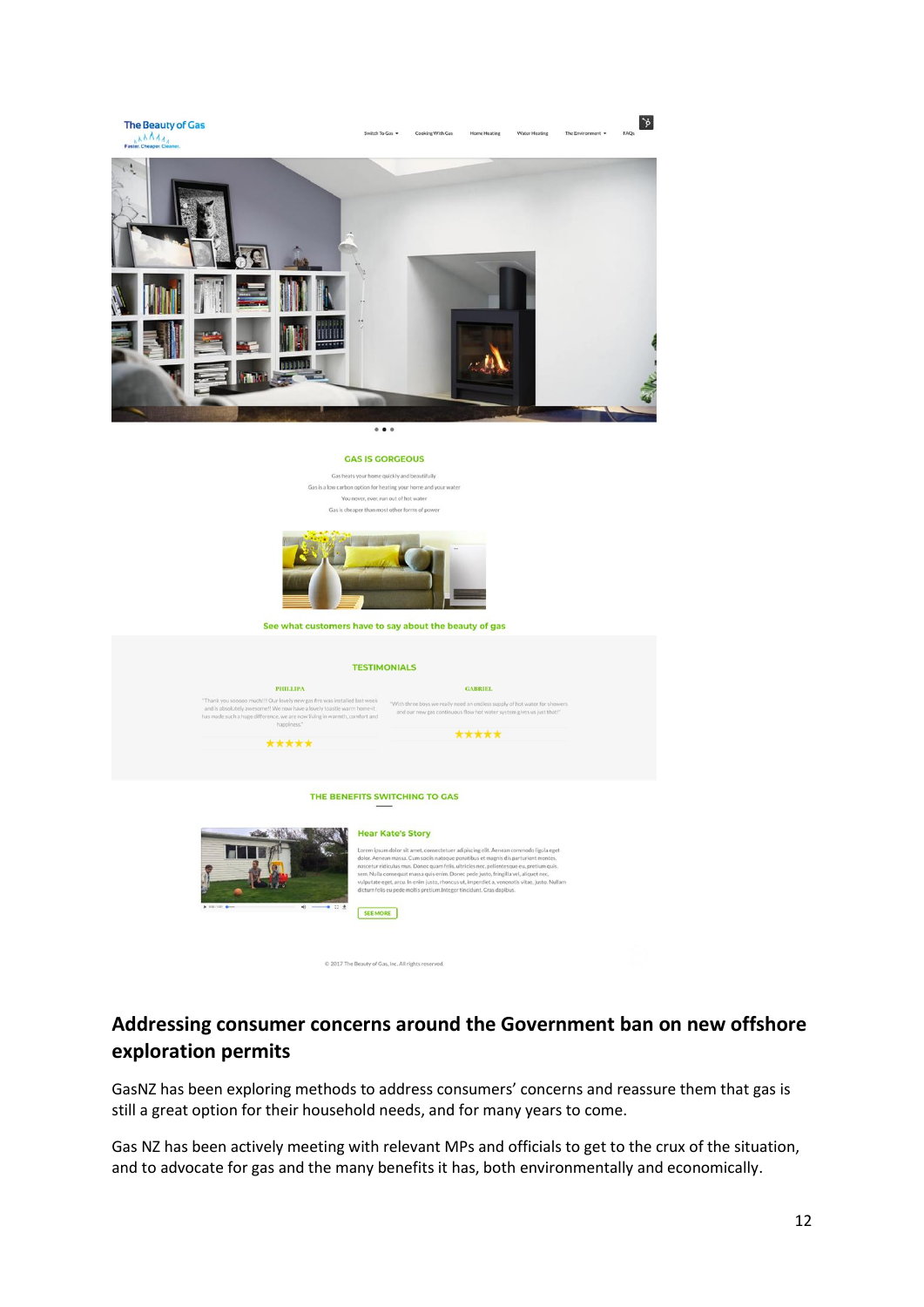The Beauty of Gas

Faster. Cheaper. Cleaner.

Switch To Gas ▾ Cooking With Gas Home Heating Water Heating The Environment ▾ FAQs

GAS IS GORGEOUS

Gas heats your home quickly and beautifully

Gas is a low carbon option for heating your home and your water

You never, ever, run out of hot water

Gas is cheaper than most other forms of power

See what customers have to say about the beauty of gas

TESTIMONIALS

PHILLIPA

"Thank you soooo much!!! Our lovely new gas fire was installed last week and is absolutely awesome!!! We now have a lovely toastie warm home-it has made such a huge difference, we are now living in warmth, comfort and happiness."

★★★★★

GABRIEL

"With three boys we really need an endless supply of hot water for showers and our new gas continuous flow hot water system gives us just that!"

★★★★★

THE BENEFITS SWITCHING TO GAS

Hear Kate's Story

Lorem ipsum dolor sit amet, consectetuer adipiscing elit. Aenean commodo ligula eget dolor. Aenean massa. Cum sociis natoque penatibus et magnis dis parturient montes, nascetur ridiculus mus. Donec quam felis, ultricies nec, pellentesque eu, pretium quis, sem. Nulla consequat massa quis enim. Donec pede justo, fringilla vel, aliquet nec, vulputate eget, arcu. In enim justo, rhoncus ut, imperdiet a, venenatis vitae, justo. Nullam dictum felis eu pede mollis pretium. Integer tincidunt. Cras dapibus.

SEE MORE

© 2017 The Beauty of Gas, Inc. All rights reserved.

## Addressing consumer concerns around the Government ban on new offshore exploration permits

GasNZ has been exploring methods to address consumers' concerns and reassure them that gas is still a great option for their household needs, and for many years to come.

Gas NZ has been actively meeting with relevant MPs and officials to get to the crux of the situation, and to advocate for gas and the many benefits it has, both environmentally and economically.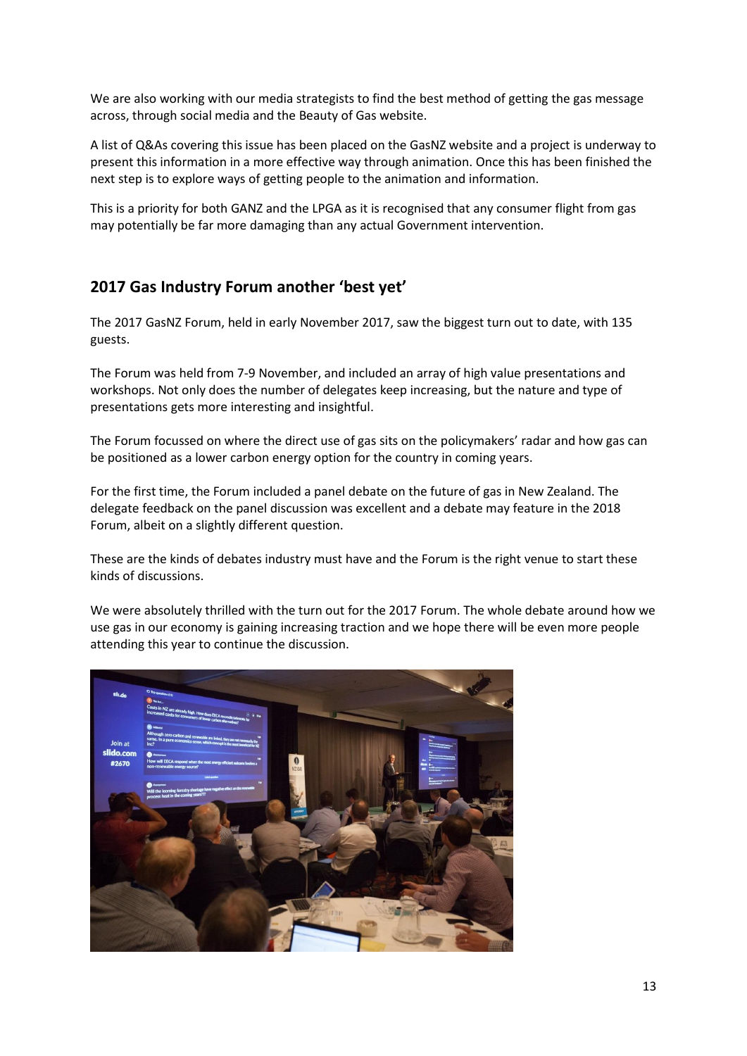We are also working with our media strategists to find the best method of getting the gas message across, through social media and the Beauty of Gas website.

A list of Q&As covering this issue has been placed on the GasNZ website and a project is underway to present this information in a more effective way through animation. Once this has been finished the next step is to explore ways of getting people to the animation and information.

This is a priority for both GANZ and the LPGA as it is recognised that any consumer flight from gas may potentially be far more damaging than any actual Government intervention.

## 2017 Gas Industry Forum another 'best yet'

The 2017 GasNZ Forum, held in early November 2017, saw the biggest turn out to date, with 135 guests.

The Forum was held from 7-9 November, and included an array of high value presentations and workshops. Not only does the number of delegates keep increasing, but the nature and type of presentations gets more interesting and insightful.

The Forum focussed on where the direct use of gas sits on the policymakers' radar and how gas can be positioned as a lower carbon energy option for the country in coming years.

For the first time, the Forum included a panel debate on the future of gas in New Zealand. The delegate feedback on the panel discussion was excellent and a debate may feature in the 2018 Forum, albeit on a slightly different question.

These are the kinds of debates industry must have and the Forum is the right venue to start these kinds of discussions.

We were absolutely thrilled with the turn out for the 2017 Forum. The whole debate around how we use gas in our economy is gaining increasing traction and we hope there will be even more people attending this year to continue the discussion.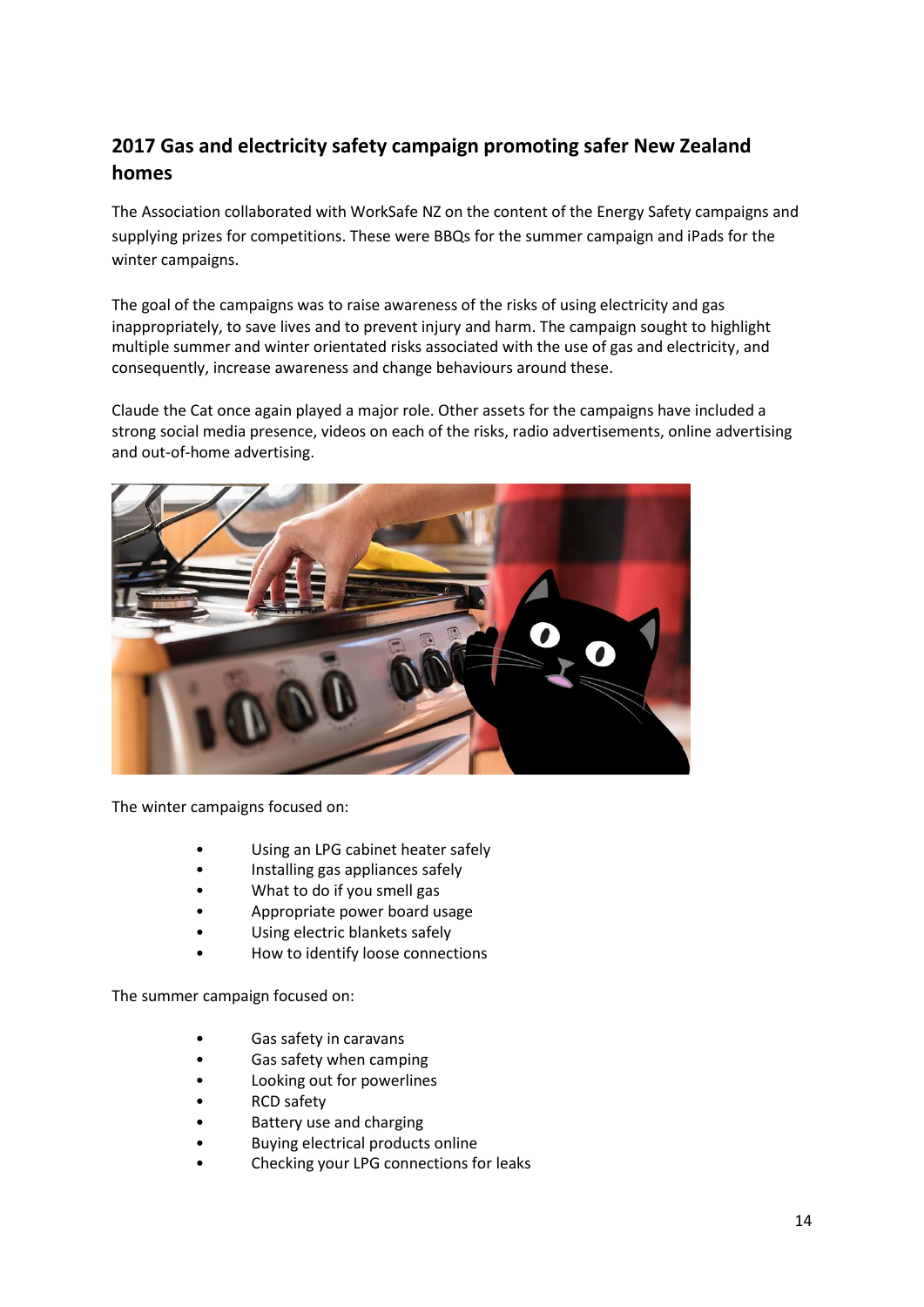## 2017 Gas and electricity safety campaign promoting safer New Zealand homes

The Association collaborated with WorkSafe NZ on the content of the Energy Safety campaigns and supplying prizes for competitions. These were BBQs for the summer campaign and iPads for the winter campaigns.

The goal of the campaigns was to raise awareness of the risks of using electricity and gas inappropriately, to save lives and to prevent injury and harm. The campaign sought to highlight multiple summer and winter orientated risks associated with the use of gas and electricity, and consequently, increase awareness and change behaviours around these.

Claude the Cat once again played a major role. Other assets for the campaigns have included a strong social media presence, videos on each of the risks, radio advertisements, online advertising and out-of-home advertising.

The winter campaigns focused on:

- Using an LPG cabinet heater safely
- Installing gas appliances safely
- What to do if you smell gas
- Appropriate power board usage
- Using electric blankets safely
- How to identify loose connections

The summer campaign focused on:

- Gas safety in caravans
- Gas safety when camping
- Looking out for powerlines
- RCD safety
- Battery use and charging
- Buying electrical products online
- Checking your LPG connections for leaks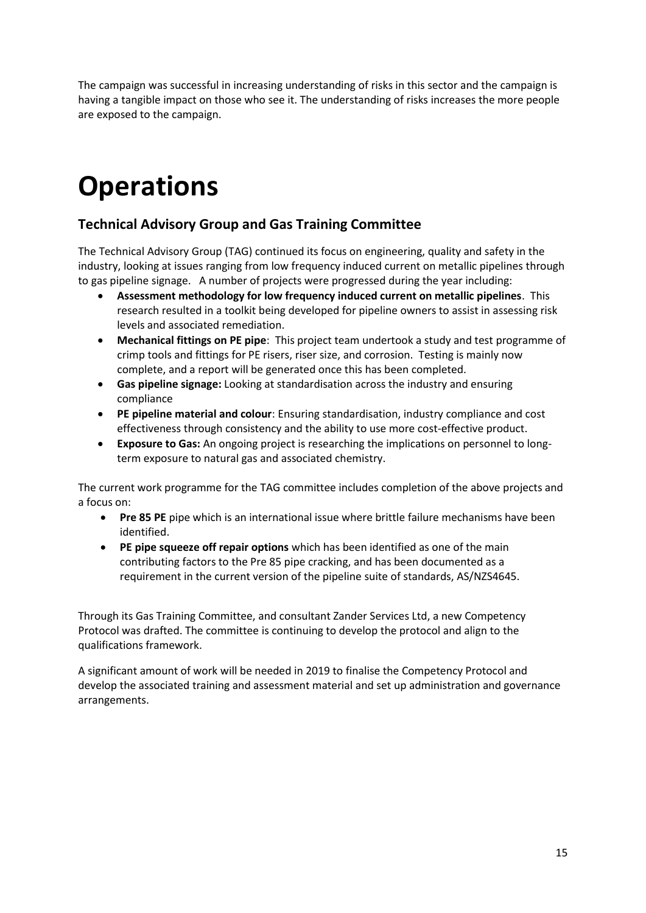The campaign was successful in increasing understanding of risks in this sector and the campaign is having a tangible impact on those who see it. The understanding of risks increases the more people are exposed to the campaign.

# Operations

## Technical Advisory Group and Gas Training Committee

The Technical Advisory Group (TAG) continued its focus on engineering, quality and safety in the industry, looking at issues ranging from low frequency induced current on metallic pipelines through to gas pipeline signage. A number of projects were progressed during the year including:

- **Assessment methodology for low frequency induced current on metallic pipelines**. This research resulted in a toolkit being developed for pipeline owners to assist in assessing risk levels and associated remediation.
- **Mechanical fittings on PE pipe**: This project team undertook a study and test programme of crimp tools and fittings for PE risers, riser size, and corrosion. Testing is mainly now complete, and a report will be generated once this has been completed.
- **Gas pipeline signage:** Looking at standardisation across the industry and ensuring compliance
- **PE pipeline material and colour**: Ensuring standardisation, industry compliance and cost effectiveness through consistency and the ability to use more cost-effective product.
- **Exposure to Gas:** An ongoing project is researching the implications on personnel to long-term exposure to natural gas and associated chemistry.

The current work programme for the TAG committee includes completion of the above projects and a focus on:

- **Pre 85 PE** pipe which is an international issue where brittle failure mechanisms have been identified.
- **PE pipe squeeze off repair options** which has been identified as one of the main contributing factors to the Pre 85 pipe cracking, and has been documented as a requirement in the current version of the pipeline suite of standards, AS/NZS4645.

Through its Gas Training Committee, and consultant Zander Services Ltd, a new Competency Protocol was drafted. The committee is continuing to develop the protocol and align to the qualifications framework.

A significant amount of work will be needed in 2019 to finalise the Competency Protocol and develop the associated training and assessment material and set up administration and governance arrangements.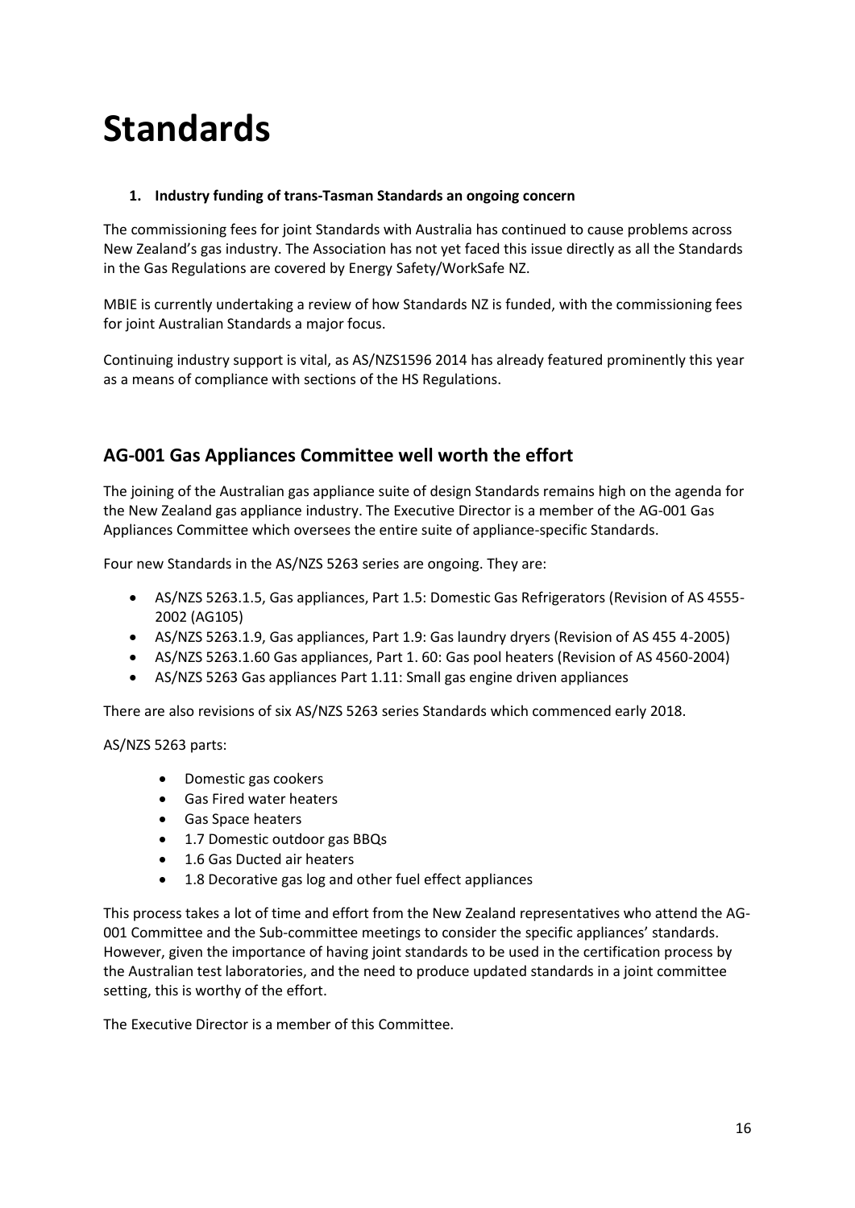# Standards

1. **Industry funding of trans-Tasman Standards an ongoing concern**

The commissioning fees for joint Standards with Australia has continued to cause problems across New Zealand's gas industry. The Association has not yet faced this issue directly as all the Standards in the Gas Regulations are covered by Energy Safety/WorkSafe NZ.

MBIE is currently undertaking a review of how Standards NZ is funded, with the commissioning fees for joint Australian Standards a major focus.

Continuing industry support is vital, as AS/NZS1596 2014 has already featured prominently this year as a means of compliance with sections of the HS Regulations.

## AG-001 Gas Appliances Committee well worth the effort

The joining of the Australian gas appliance suite of design Standards remains high on the agenda for the New Zealand gas appliance industry. The Executive Director is a member of the AG-001 Gas Appliances Committee which oversees the entire suite of appliance-specific Standards.

Four new Standards in the AS/NZS 5263 series are ongoing. They are:

- AS/NZS 5263.1.5, Gas appliances, Part 1.5: Domestic Gas Refrigerators (Revision of AS 4555-2002 (AG105)
- AS/NZS 5263.1.9, Gas appliances, Part 1.9: Gas laundry dryers (Revision of AS 455 4-2005)
- AS/NZS 5263.1.60 Gas appliances, Part 1. 60: Gas pool heaters (Revision of AS 4560-2004)
- AS/NZS 5263 Gas appliances Part 1.11: Small gas engine driven appliances

There are also revisions of six AS/NZS 5263 series Standards which commenced early 2018.

AS/NZS 5263 parts:

- Domestic gas cookers
- Gas Fired water heaters
- Gas Space heaters
- 1.7 Domestic outdoor gas BBQs
- 1.6 Gas Ducted air heaters
- 1.8 Decorative gas log and other fuel effect appliances

This process takes a lot of time and effort from the New Zealand representatives who attend the AG-001 Committee and the Sub-committee meetings to consider the specific appliances' standards. However, given the importance of having joint standards to be used in the certification process by the Australian test laboratories, and the need to produce updated standards in a joint committee setting, this is worthy of the effort.

The Executive Director is a member of this Committee.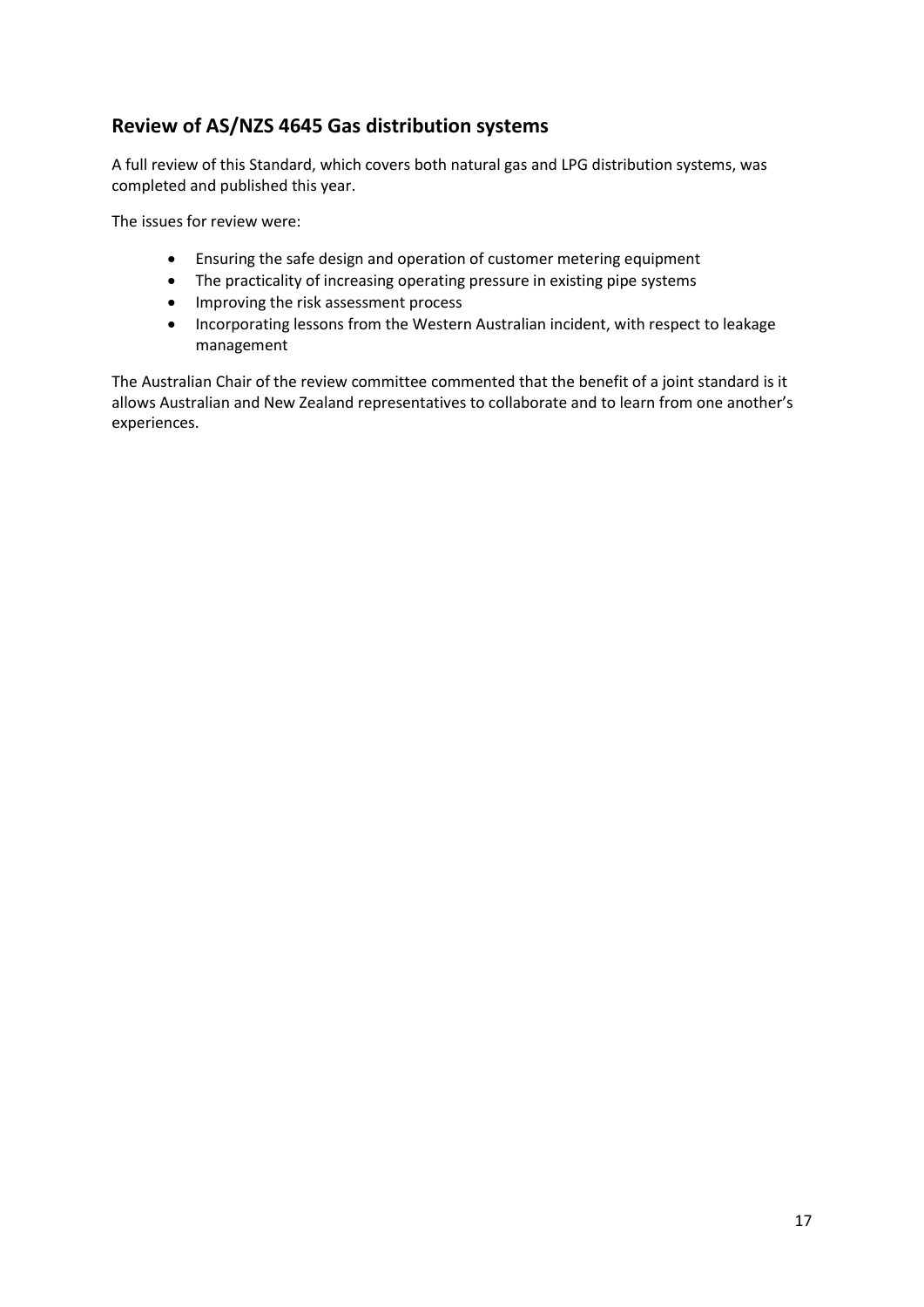## Review of AS/NZS 4645 Gas distribution systems

A full review of this Standard, which covers both natural gas and LPG distribution systems, was completed and published this year.

The issues for review were:

- Ensuring the safe design and operation of customer metering equipment
- The practicality of increasing operating pressure in existing pipe systems
- Improving the risk assessment process
- Incorporating lessons from the Western Australian incident, with respect to leakage management

The Australian Chair of the review committee commented that the benefit of a joint standard is it allows Australian and New Zealand representatives to collaborate and to learn from one another's experiences.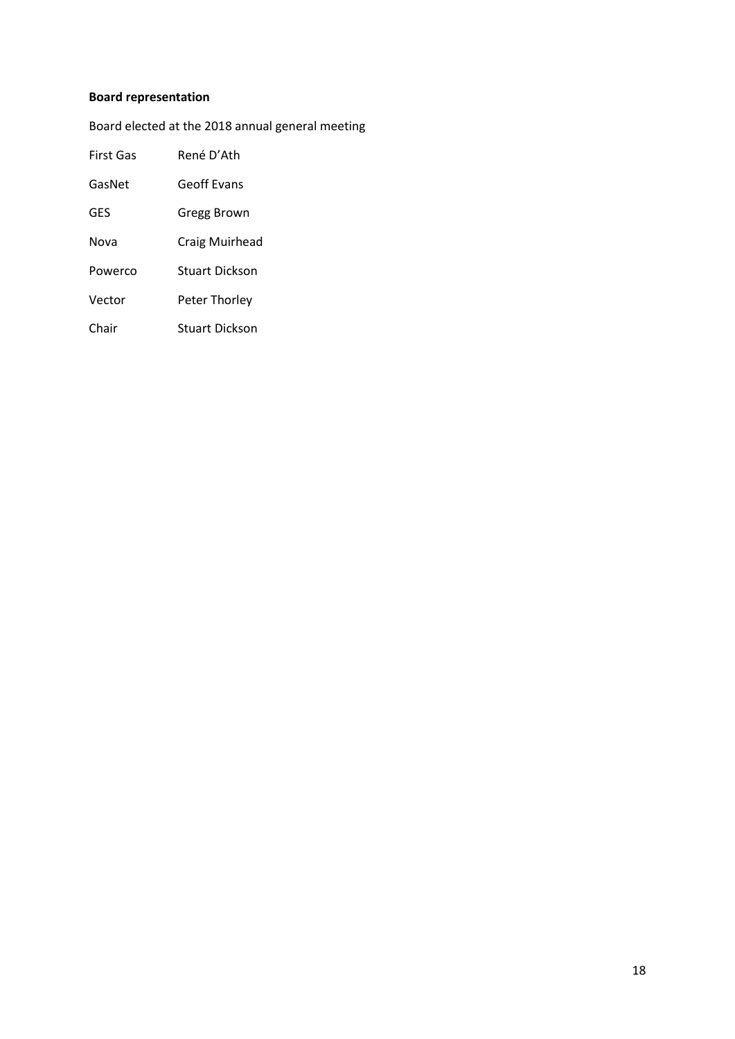**Board representation**

Board elected at the 2018 annual general meeting

| | |
|---|---|
| First Gas | René D'Ath |
| GasNet | Geoff Evans |
| GES | Gregg Brown |
| Nova | Craig Muirhead |
| Powerco | Stuart Dickson |
| Vector | Peter Thorley |
| Chair | Stuart Dickson |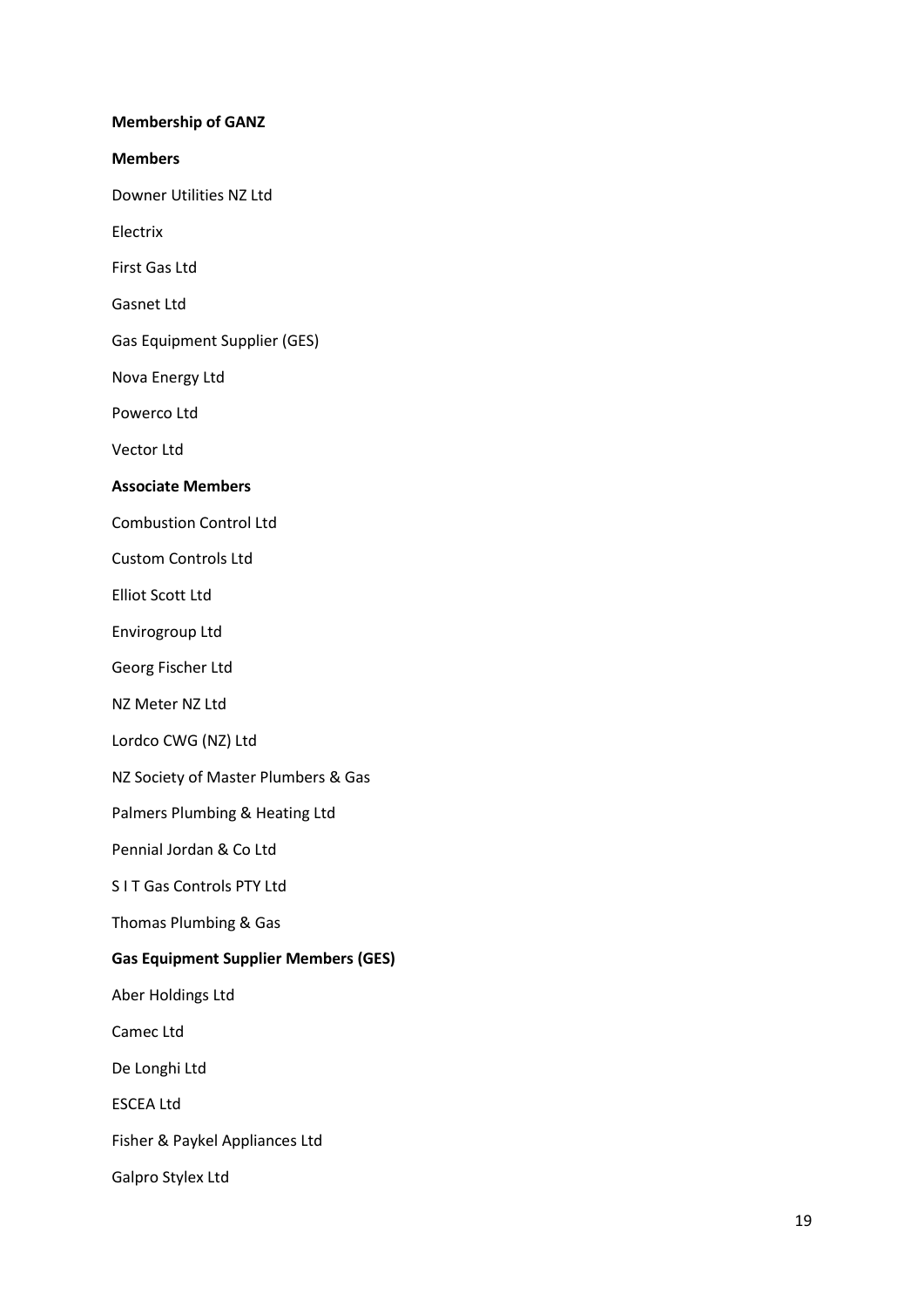**Membership of GANZ**

**Members**

Downer Utilities NZ Ltd

Electrix

First Gas Ltd

Gasnet Ltd

Gas Equipment Supplier (GES)

Nova Energy Ltd

Powerco Ltd

Vector Ltd

**Associate Members**

Combustion Control Ltd

Custom Controls Ltd

Elliot Scott Ltd

Envirogroup Ltd

Georg Fischer Ltd

NZ Meter NZ Ltd

Lordco CWG (NZ) Ltd

NZ Society of Master Plumbers & Gas

Palmers Plumbing & Heating Ltd

Pennial Jordan & Co Ltd

S I T Gas Controls PTY Ltd

Thomas Plumbing & Gas

**Gas Equipment Supplier Members (GES)**

Aber Holdings Ltd

Camec Ltd

De Longhi Ltd

ESCEA Ltd

Fisher & Paykel Appliances Ltd

Galpro Stylex Ltd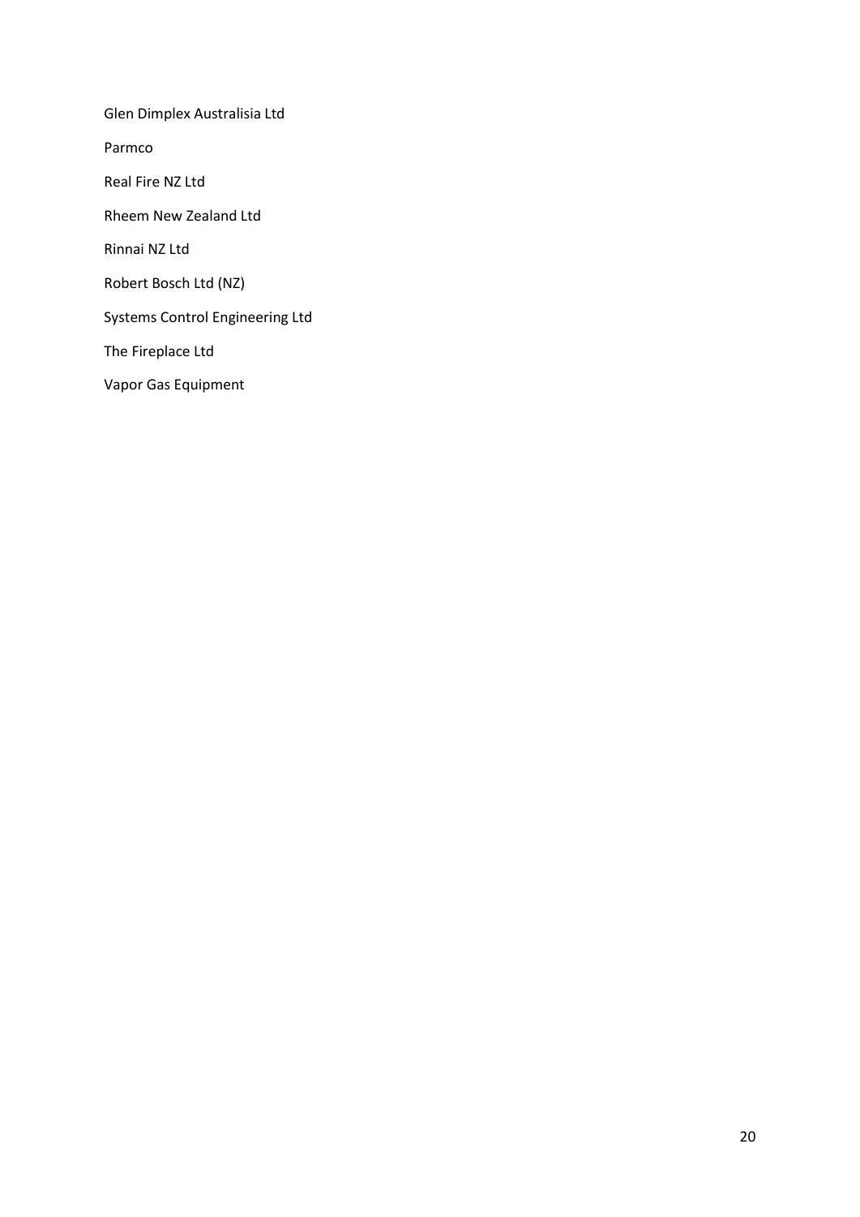Glen Dimplex Australisia Ltd

Parmco

Real Fire NZ Ltd

Rheem New Zealand Ltd

Rinnai NZ Ltd

Robert Bosch Ltd (NZ)

Systems Control Engineering Ltd

The Fireplace Ltd

Vapor Gas Equipment